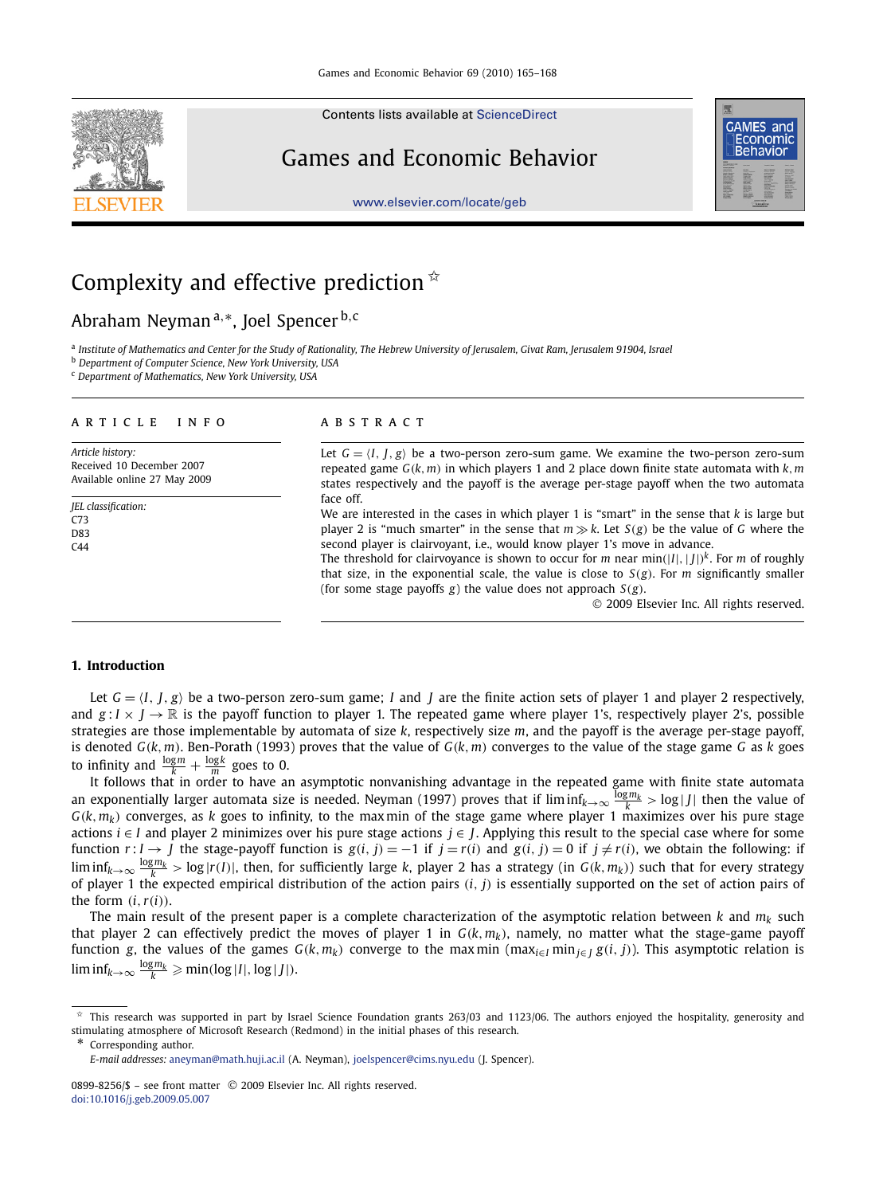# Complexity and effective prediction ☆

Abraham Neyman [a,*], Joel Spencer [b,c]

[a] Institute of Mathematics and Center for the Study of Rationality, The Hebrew University of Jerusalem, Givat Ram, Jerusalem 91904, Israel
[b] Department of Computer Science, New York University, USA
[c] Department of Mathematics, New York University, USA

**ARTICLE INFO**

*Article history:*
Received 10 December 2007
Available online 27 May 2009

*JEL classification:*
C73
D83
C44

**ABSTRACT**

Let $G = \langle I, J, g\rangle$ be a two-person zero-sum game. We examine the two-person zero-sum repeated game $G(k,m)$ in which players 1 and 2 place down finite state automata with $k, m$ states respectively and the payoff is the average per-stage payoff when the two automata face off.

We are interested in the cases in which player 1 is "smart" in the sense that $k$ is large but player 2 is "much smarter" in the sense that $m \gg k$. Let $S(g)$ be the value of $G$ where the second player is clairvoyant, i.e., would know player 1's move in advance.

The threshold for clairvoyance is shown to occur for $m$ near $\min(|I|, |J|)^k$. For $m$ of roughly that size, in the exponential scale, the value is close to $S(g)$. For $m$ significantly smaller (for some stage payoffs $g$) the value does not approach $S(g)$.

© 2009 Elsevier Inc. All rights reserved.

## 1. Introduction

Let $G = \langle I, J, g\rangle$ be a two-person zero-sum game; $I$ and $J$ are the finite action sets of player 1 and player 2 respectively, and $g : I \times J \to \mathbb{R}$ is the payoff function to player 1. The repeated game where player 1's, respectively player 2's, possible strategies are those implementable by automata of size $k$, respectively size $m$, and the payoff is the average per-stage payoff, is denoted $G(k,m)$. Ben-Porath (1993) proves that the value of $G(k,m)$ converges to the value of the stage game $G$ as $k$ goes to infinity and $\frac{\log m}{k} + \frac{\log k}{m}$ goes to 0.

It follows that in order to have an asymptotic nonvanishing advantage in the repeated game with finite state automata an exponentially larger automata size is needed. Neyman (1997) proves that if $\liminf_{k\to\infty} \frac{\log m_k}{k} > \log |J|$ then the value of $G(k, m_k)$ converges, as $k$ goes to infinity, to the maxmin of the stage game where player 1 maximizes over his pure stage actions $i \in I$ and player 2 minimizes over his pure stage actions $j \in J$. Applying this result to the special case where for some function $r : I \to J$ the stage-payoff function is $g(i, j) = -1$ if $j = r(i)$ and $g(i, j) = 0$ if $j \neq r(i)$, we obtain the following: if $\liminf_{k\to\infty} \frac{\log m_k}{k} > \log |r(I)|$, then, for sufficiently large $k$, player 2 has a strategy (in $G(k, m_k)$) such that for every strategy of player 1 the expected empirical distribution of the action pairs $(i, j)$ is essentially supported on the set of action pairs of the form $(i, r(i))$.

The main result of the present paper is a complete characterization of the asymptotic relation between $k$ and $m_k$ such that player 2 can effectively predict the moves of player 1 in $G(k, m_k)$, namely, no matter what the stage-game payoff function $g$, the values of the games $G(k, m_k)$ converge to the max min $(\max_{i\in I} \min_{j\in J} g(i, j))$. This asymptotic relation is $\liminf_{k\to\infty} \frac{\log m_k}{k} \geqslant \min(\log |I|, \log |J|)$.

☆ This research was supported in part by Israel Science Foundation grants 263/03 and 1123/06. The authors enjoyed the hospitality, generosity and stimulating atmosphere of Microsoft Research (Redmond) in the initial phases of this research.

\* Corresponding author.
*E-mail addresses:* aneyman@math.huji.ac.il (A. Neyman), joelspencer@cims.nyu.edu (J. Spencer).

0899-8256/$ – see front matter © 2009 Elsevier Inc. All rights reserved.
doi:10.1016/j.geb.2009.05.007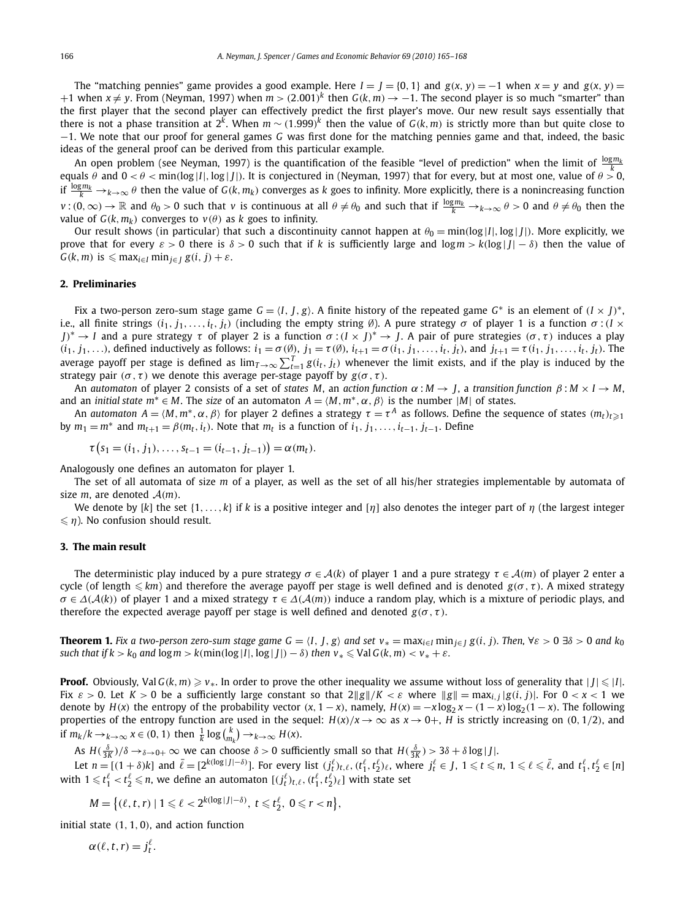The "matching pennies" game provides a good example. Here $I = J = \{0, 1\}$ and $g(x, y) = -1$ when $x = y$ and $g(x, y) = +1$ when $x \neq y$. From (Neyman, 1997) when $m > (2.001)^k$ then $G(k, m) \to -1$. The second player is so much "smarter" than the first player that the second player can effectively predict the first player's move. Our new result says essentially that there is not a phase transition at $2^k$. When $m \sim (1.999)^k$ then the value of $G(k, m)$ is strictly more than but quite close to $-1$. We note that our proof for general games $G$ was first done for the matching pennies game and that, indeed, the basic ideas of the general proof can be derived from this particular example.

An open problem (see Neyman, 1997) is the quantification of the feasible "level of prediction" when the limit of $\frac{\log m_k}{k}$ equals $\theta$ and $0 < \theta < \min(\log|I|, \log|J|)$. It is conjectured in (Neyman, 1997) that for every, but at most one, value of $\theta > 0$, if $\frac{\log m_k}{k} \to_{k\to\infty} \theta$ then the value of $G(k, m_k)$ converges as $k$ goes to infinity. More explicitly, there is a nonincreasing function $v : (0, \infty) \to \mathbb{R}$ and $\theta_0 > 0$ such that $v$ is continuous at all $\theta \neq \theta_0$ and such that if $\frac{\log m_k}{k} \to_{k\to\infty} \theta > 0$ and $\theta \neq \theta_0$ then the value of $G(k, m_k)$ converges to $v(\theta)$ as $k$ goes to infinity.

Our result shows (in particular) that such a discontinuity cannot happen at $\theta_0 = \min(\log|I|, \log|J|)$. More explicitly, we prove that for every $\varepsilon > 0$ there is $\delta > 0$ such that if $k$ is sufficiently large and $\log m > k(\log|J| - \delta)$ then the value of $G(k, m)$ is $\leqslant \max_{i\in I}\min_{j\in J} g(i, j) + \varepsilon$.

## 2. Preliminaries

Fix a two-person zero-sum stage game $G = \langle I, J, g\rangle$. A finite history of the repeated game $G^*$ is an element of $(I \times J)^*$, i.e., all finite strings $(i_1, j_1, \ldots, i_t, j_t)$ (including the empty string $\emptyset$). A pure strategy $\sigma$ of player 1 is a function $\sigma : (I \times J)^* \to I$ and a pure strategy $\tau$ of player 2 is a function $\sigma : (I \times J)^* \to J$. A pair of pure strategies $(\sigma, \tau)$ induces a play $(i_1, j_1, \ldots)$, defined inductively as follows: $i_1 = \sigma(\emptyset)$, $j_1 = \tau(\emptyset)$, $i_{t+1} = \sigma(i_1, j_1, \ldots, i_t, j_t)$, and $j_{t+1} = \tau(i_1, j_1, \ldots, i_t, j_t)$. The average payoff per stage is defined as $\lim_{T\to\infty}\sum_{t=1}^{T} g(i_t, j_t)$ whenever the limit exists, and if the play is induced by the strategy pair $(\sigma, \tau)$ we denote this average per-stage payoff by $g(\sigma, \tau)$.

An *automaton* of player 2 consists of a set of *states* $M$, an *action function* $\alpha : M \to J$, a *transition function* $\beta : M \times I \to M$, and an *initial state* $m^* \in M$. The *size* of an automaton $A = \langle M, m^*, \alpha, \beta\rangle$ is the number $|M|$ of states.

An *automaton* $A = \langle M, m^*, \alpha, \beta\rangle$ for player 2 defines a strategy $\tau = \tau^A$ as follows. Define the sequence of states $(m_t)_{t\geqslant 1}$ by $m_1 = m^*$ and $m_{t+1} = \beta(m_t, i_t)$. Note that $m_t$ is a function of $i_1, j_1, \ldots, i_{t-1}, j_{t-1}$. Define

$$\tau\big(s_1 = (i_1, j_1), \ldots, s_{t-1} = (i_{t-1}, j_{t-1})\big) = \alpha(m_t).$$

Analogously one defines an automaton for player 1.

The set of all automata of size $m$ of a player, as well as the set of all his/her strategies implementable by automata of size $m$, are denoted $\mathcal{A}(m)$.

We denote by $[k]$ the set $\{1, \ldots, k\}$ if $k$ is a positive integer and $[\eta]$ also denotes the integer part of $\eta$ (the largest integer $\leqslant \eta$). No confusion should result.

## 3. The main result

The deterministic play induced by a pure strategy $\sigma \in \mathcal{A}(k)$ of player 1 and a pure strategy $\tau \in \mathcal{A}(m)$ of player 2 enter a cycle (of length $\leqslant km$) and therefore the average payoff per stage is well defined and is denoted $g(\sigma, \tau)$. A mixed strategy $\sigma \in \Delta(\mathcal{A}(k))$ of player 1 and a mixed strategy $\tau \in \Delta(\mathcal{A}(m))$ induce a random play, which is a mixture of periodic plays, and therefore the expected average payoff per stage is well defined and denoted $g(\sigma, \tau)$.

**Theorem 1.** *Fix a two-person zero-sum stage game $G = \langle I, J, g\rangle$ and set $v_* = \max_{i\in I}\min_{j\in J} g(i, j)$. Then, $\forall\varepsilon > 0$ $\exists\delta > 0$ and $k_0$ such that if $k > k_0$ and $\log m > k(\min(\log|I|, \log|J|) - \delta)$ then $v_* \leqslant \operatorname{Val} G(k, m) < v_* + \varepsilon$.*

**Proof.** Obviously, $\operatorname{Val} G(k, m) \geqslant v_*$. In order to prove the other inequality we assume without loss of generality that $|J| \leqslant |I|$. Fix $\varepsilon > 0$. Let $K > 0$ be a sufficiently large constant so that $2\|g\|/K < \varepsilon$ where $\|g\| = \max_{i,j}|g(i, j)|$. For $0 < x < 1$ we denote by $H(x)$ the entropy of the probability vector $(x, 1 - x)$, namely, $H(x) = -x\log_2 x - (1 - x)\log_2(1 - x)$. The following properties of the entropy function are used in the sequel: $H(x)/x \to \infty$ as $x \to 0+$, $H$ is strictly increasing on $(0, 1/2)$, and if $m_k/k \to_{k\to\infty} x \in (0, 1)$ then $\frac{1}{k}\log\binom{k}{m_k} \to_{k\to\infty} H(x)$.

As $H(\frac{\delta}{3K})/\delta \to_{\delta\to 0+} \infty$ we can choose $\delta > 0$ sufficiently small so that $H(\frac{\delta}{3K}) > 3\delta + \delta\log|J|$.

Let $n = [(1 + \delta)k]$ and $\bar{\ell} = [2^{k(\log|J| - \delta)}]$. For every list $(j_t^\ell)_{t,\ell}, (t_1^\ell, t_2^\ell)_\ell$, where $j_t^\ell \in J$, $1 \leqslant t \leqslant n$, $1 \leqslant \ell \leqslant \bar{\ell}$, and $t_1^\ell, t_2^\ell \in [n]$ with $1 \leqslant t_1^\ell < t_2^\ell \leqslant n$, we define an automaton $[(j_t^\ell)_{t,\ell}, (t_1^\ell, t_2^\ell)_\ell]$ with state set

$$M = \big\{(\ell, t, r) \mid 1 \leqslant \ell < 2^{k(\log|J| - \delta)},\ t \leqslant t_2^\ell,\ 0 \leqslant r < n\big\},$$

initial state $(1, 1, 0)$, and action function

$$\alpha(\ell, t, r) = j_t^\ell.$$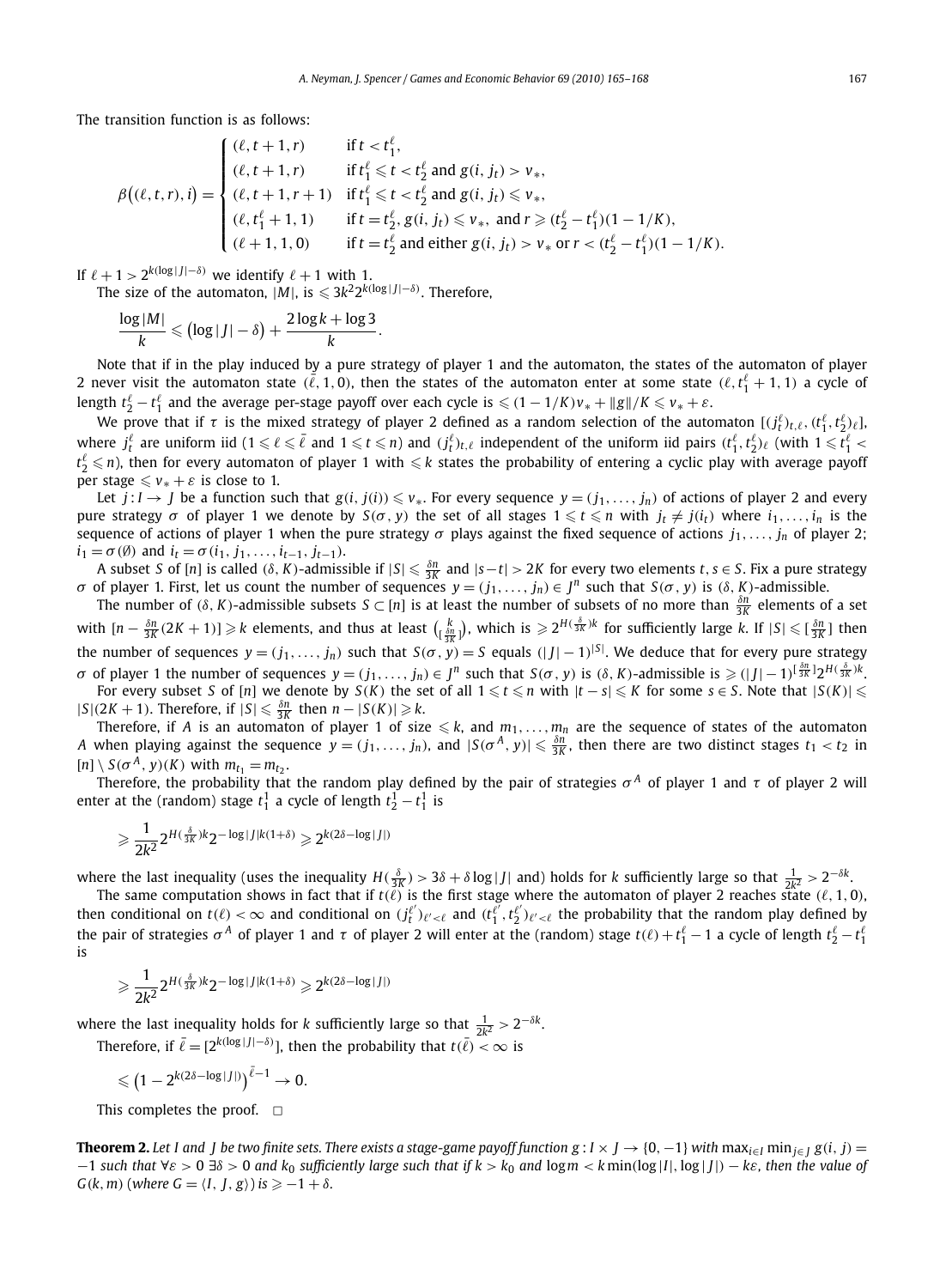The transition function is as follows:

$$\beta\big((\ell,t,r),i\big)=\begin{cases}(\ell,t+1,r) & \text{if } t<t_1^\ell,\\ (\ell,t+1,r) & \text{if } t_1^\ell\leqslant t<t_2^\ell \text{ and } g(i,j_t)>v_*,\\ (\ell,t+1,r+1) & \text{if } t_1^\ell\leqslant t<t_2^\ell \text{ and } g(i,j_t)\leqslant v_*,\\ (\ell,t_1^\ell+1,1) & \text{if } t=t_2^\ell,\ g(i,j_t)\leqslant v_*, \text{ and } r\geqslant (t_2^\ell-t_1^\ell)(1-1/K),\\ (\ell+1,1,0) & \text{if } t=t_2^\ell \text{ and either } g(i,j_t)>v_* \text{ or } r<(t_2^\ell-t_1^\ell)(1-1/K).\end{cases}$$

If $\ell+1>2^{k(\log|J|-\delta)}$ we identify $\ell+1$ with 1.

The size of the automaton, $|M|$, is $\leqslant 3k^2 2^{k(\log|J|-\delta)}$. Therefore,

$$\frac{\log|M|}{k}\leqslant\big(\log|J|-\delta\big)+\frac{2\log k+\log 3}{k}.$$

Note that if in the play induced by a pure strategy of player 1 and the automaton, the states of the automaton of player 2 never visit the automaton state $(\bar\ell,1,0)$, then the states of the automaton enter at some state $(\ell,t_1^\ell+1,1)$ a cycle of length $t_2^\ell-t_1^\ell$ and the average per-stage payoff over each cycle is $\leqslant(1-1/K)v_*+\|g\|/K\leqslant v_*+\varepsilon$.

We prove that if $\tau$ is the mixed strategy of player 2 defined as a random selection of the automaton $[(j_t^\ell)_{t,\ell},(t_1^\ell,t_2^\ell)_\ell]$, where $j_t^\ell$ are uniform iid ($1\leqslant\ell\leqslant\bar\ell$ and $1\leqslant t\leqslant n$) and $(j_t^\ell)_{t,\ell}$ independent of the uniform iid pairs $(t_1^\ell,t_2^\ell)_\ell$ (with $1\leqslant t_1^\ell<t_2^\ell\leqslant n$), then for every automaton of player 1 with $\leqslant k$ states the probability of entering a cyclic play with average payoff per stage $\leqslant v_*+\varepsilon$ is close to 1.

Let $j:I\to J$ be a function such that $g(i,j(i))\leqslant v_*$. For every sequence $y=(j_1,\dots,j_n)$ of actions of player 2 and every pure strategy $\sigma$ of player 1 we denote by $S(\sigma,y)$ the set of all stages $1\leqslant t\leqslant n$ with $j_t\neq j(i_t)$ where $i_1,\dots,i_n$ is the sequence of actions of player 1 when the pure strategy $\sigma$ plays against the fixed sequence of actions $j_1,\dots,j_n$ of player 2; $i_1=\sigma(\emptyset)$ and $i_t=\sigma(i_1,j_1,\dots,i_{t-1},j_{t-1})$.

A subset $S$ of $[n]$ is called $(\delta,K)$-admissible if $|S|\leqslant\frac{\delta n}{3K}$ and $|s-t|>2K$ for every two elements $t,s\in S$. Fix a pure strategy $\sigma$ of player 1. First, let us count the number of sequences $y=(j_1,\dots,j_n)\in J^n$ such that $S(\sigma,y)$ is $(\delta,K)$-admissible.

The number of $(\delta,K)$-admissible subsets $S\subset[n]$ is at least the number of subsets of no more than $\frac{\delta n}{3K}$ elements of a set with $[n-\frac{\delta n}{3K}(2K+1)]\geqslant k$ elements, and thus at least $\binom{k}{[\frac{\delta n}{3K}]}$, which is $\geqslant 2^{H(\frac{\delta}{3K})k}$ for sufficiently large $k$. If $|S|\leqslant[\frac{\delta n}{3K}]$ then the number of sequences $y=(j_1,\dots,j_n)$ such that $S(\sigma,y)=S$ equals $(|J|-1)^{|S|}$. We deduce that for every pure strategy $\sigma$ of player 1 the number of sequences $y=(j_1,\dots,j_n)\in J^n$ such that $S(\sigma,y)$ is $(\delta,K)$-admissible is $\geqslant(|J|-1)^{[\frac{\delta n}{3K}]}2^{H(\frac{\delta}{3K})k}$.

For every subset $S$ of $[n]$ we denote by $S(K)$ the set of all $1\leqslant t\leqslant n$ with $|t-s|\leqslant K$ for some $s\in S$. Note that $|S(K)|\leqslant|S|(2K+1)$. Therefore, if $|S|\leqslant\frac{\delta n}{3K}$ then $n-|S(K)|\geqslant k$.

Therefore, if $A$ is an automaton of player 1 of size $\leqslant k$, and $m_1,\dots,m_n$ are the sequence of states of the automaton $A$ when playing against the sequence $y=(j_1,\dots,j_n)$, and $|S(\sigma^A,y)|\leqslant\frac{\delta n}{3K}$, then there are two distinct stages $t_1<t_2$ in $[n]\setminus S(\sigma^A,y)(K)$ with $m_{t_1}=m_{t_2}$.

Therefore, the probability that the random play defined by the pair of strategies $\sigma^A$ of player 1 and $\tau$ of player 2 will enter at the (random) stage $t_1^1$ a cycle of length $t_2^1-t_1^1$ is

$$\geqslant\frac{1}{2k^2}2^{H(\frac{\delta}{3K})k}2^{-\log|J|k(1+\delta)}\geqslant 2^{k(2\delta-\log|J|)}$$

where the last inequality (uses the inequality $H(\frac{\delta}{3K})>3\delta+\delta\log|J|$ and) holds for $k$ sufficiently large so that $\frac{1}{2k^2}>2^{-\delta k}$.

The same computation shows in fact that if $t(\ell)$ is the first stage where the automaton of player 2 reaches state $(\ell,1,0)$, then conditional on $t(\ell)<\infty$ and conditional on $(j_t^{\ell'})_{\ell'<\ell}$ and $(t_1^{\ell'},t_2^{\ell'})_{\ell'<\ell}$ the probability that the random play defined by the pair of strategies $\sigma^A$ of player 1 and $\tau$ of player 2 will enter at the (random) stage $t(\ell)+t_1^\ell-1$ a cycle of length $t_2^\ell-t_1^\ell$ is

$$\geqslant\frac{1}{2k^2}2^{H(\frac{\delta}{3K})k}2^{-\log|J|k(1+\delta)}\geqslant 2^{k(2\delta-\log|J|)}$$

where the last inequality holds for $k$ sufficiently large so that $\frac{1}{2k^2}>2^{-\delta k}$.

Therefore, if $\bar\ell=[2^{k(\log|J|-\delta)}]$, then the probability that $t(\bar\ell)<\infty$ is

$$\leqslant\big(1-2^{k(2\delta-\log|J|)}\big)^{\bar\ell-1}\to 0.$$

This completes the proof. $\square$

**Theorem 2.** *Let $I$ and $J$ be two finite sets. There exists a stage-game payoff function $g:I\times J\to\{0,-1\}$ with $\max_{i\in I}\min_{j\in J}g(i,j)=-1$ such that $\forall\varepsilon>0\ \exists\delta>0$ and $k_0$ sufficiently large such that if $k>k_0$ and $\log m<k\min(\log|I|,\log|J|)-k\varepsilon$, then the value of $G(k,m)$ (where $G=\langle I,J,g\rangle$) is $\geqslant -1+\delta$.*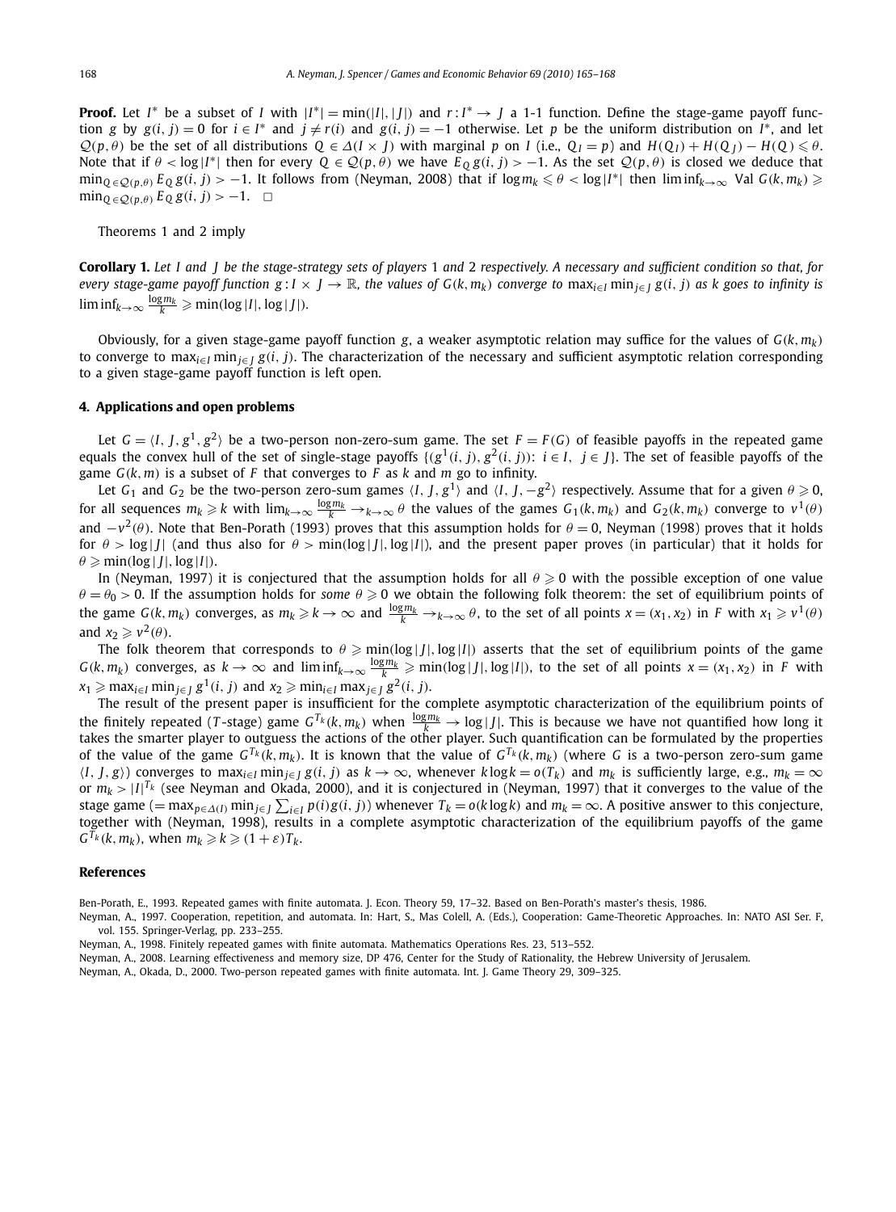**Proof.** Let $I^*$ be a subset of $I$ with $|I^*| = \min(|I|, |J|)$ and $r : I^* \to J$ a 1-1 function. Define the stage-game payoff function $g$ by $g(i, j) = 0$ for $i \in I^*$ and $j \neq r(i)$ and $g(i, j) = -1$ otherwise. Let $p$ be the uniform distribution on $I^*$, and let $\mathcal{Q}(p, \theta)$ be the set of all distributions $Q \in \Delta(I \times J)$ with marginal $p$ on $I$ (i.e., $Q_I = p$) and $H(Q_I) + H(Q_J) - H(Q) \leqslant \theta$. Note that if $\theta < \log|I^*|$ then for every $Q \in \mathcal{Q}(p, \theta)$ we have $E_Q\, g(i, j) > -1$. As the set $\mathcal{Q}(p, \theta)$ is closed we deduce that $\min_{Q \in \mathcal{Q}(p,\theta)} E_Q\, g(i, j) > -1$. It follows from (Neyman, 2008) that if $\log m_k \leqslant \theta < \log|I^*|$ then $\liminf_{k\to\infty} \operatorname{Val} G(k, m_k) \geqslant \min_{Q \in \mathcal{Q}(p,\theta)} E_Q\, g(i, j) > -1$. $\square$

Theorems 1 and 2 imply

**Corollary 1.** *Let $I$ and $J$ be the stage-strategy sets of players 1 and 2 respectively. A necessary and sufficient condition so that, for every stage-game payoff function $g : I \times J \to \mathbb{R}$, the values of $G(k, m_k)$ converge to $\max_{i\in I} \min_{j\in J} g(i, j)$ as $k$ goes to infinity is $\liminf_{k\to\infty} \frac{\log m_k}{k} \geqslant \min(\log|I|, \log|J|)$.*

Obviously, for a given stage-game payoff function $g$, a weaker asymptotic relation may suffice for the values of $G(k, m_k)$ to converge to $\max_{i\in I} \min_{j\in J} g(i, j)$. The characterization of the necessary and sufficient asymptotic relation corresponding to a given stage-game payoff function is left open.

## 4. Applications and open problems

Let $G = \langle I, J, g^1, g^2\rangle$ be a two-person non-zero-sum game. The set $F = F(G)$ of feasible payoffs in the repeated game equals the convex hull of the set of single-stage payoffs $\{(g^1(i, j), g^2(i, j)):\ i \in I,\ j \in J\}$. The set of feasible payoffs of the game $G(k, m)$ is a subset of $F$ that converges to $F$ as $k$ and $m$ go to infinity.

Let $G_1$ and $G_2$ be the two-person zero-sum games $\langle I, J, g^1\rangle$ and $\langle I, J, -g^2\rangle$ respectively. Assume that for a given $\theta \geqslant 0$, for all sequences $m_k \geqslant k$ with $\lim_{k\to\infty} \frac{\log m_k}{k} \to_{k\to\infty} \theta$ the values of the games $G_1(k, m_k)$ and $G_2(k, m_k)$ converge to $v^1(\theta)$ and $-v^2(\theta)$. Note that Ben-Porath (1993) proves that this assumption holds for $\theta = 0$, Neyman (1998) proves that it holds for $\theta > \log|J|$ (and thus also for $\theta > \min(\log|J|, \log|I|)$, and the present paper proves (in particular) that it holds for $\theta \geqslant \min(\log|J|, \log|I|)$.

In (Neyman, 1997) it is conjectured that the assumption holds for all $\theta \geqslant 0$ with the possible exception of one value $\theta = \theta_0 > 0$. If the assumption holds for *some* $\theta \geqslant 0$ we obtain the following folk theorem: the set of equilibrium points of the game $G(k, m_k)$ converges, as $m_k \geqslant k \to \infty$ and $\frac{\log m_k}{k} \to_{k\to\infty} \theta$, to the set of all points $x = (x_1, x_2)$ in $F$ with $x_1 \geqslant v^1(\theta)$ and $x_2 \geqslant v^2(\theta)$.

The folk theorem that corresponds to $\theta \geqslant \min(\log|J|, \log|I|)$ asserts that the set of equilibrium points of the game $G(k, m_k)$ converges, as $k \to \infty$ and $\liminf_{k\to\infty} \frac{\log m_k}{k} \geqslant \min(\log|J|, \log|I|)$, to the set of all points $x = (x_1, x_2)$ in $F$ with $x_1 \geqslant \max_{i\in I} \min_{j\in J} g^1(i, j)$ and $x_2 \geqslant \min_{i\in I} \max_{j\in J} g^2(i, j)$.

The result of the present paper is insufficient for the complete asymptotic characterization of the equilibrium points of the finitely repeated ($T$-stage) game $G^{T_k}(k, m_k)$ when $\frac{\log m_k}{k} \to \log|J|$. This is because we have not quantified how long it takes the smarter player to outguess the actions of the other player. Such quantification can be formulated by the properties of the value of the game $G^{T_k}(k, m_k)$. It is known that the value of $G^{T_k}(k, m_k)$ (where $G$ is a two-person zero-sum game $\langle I, J, g\rangle$) converges to $\max_{i\in I} \min_{j\in J} g(i, j)$ as $k \to \infty$, whenever $k \log k = o(T_k)$ and $m_k$ is sufficiently large, e.g., $m_k = \infty$ or $m_k > |I|^{T_k}$ (see Neyman and Okada, 2000), and it is conjectured in (Neyman, 1997) that it converges to the value of the stage game ($= \max_{p\in\Delta(I)} \min_{j\in J} \sum_{i\in I} p(i) g(i, j)$) whenever $T_k = o(k \log k)$ and $m_k = \infty$. A positive answer to this conjecture, together with (Neyman, 1998), results in a complete asymptotic characterization of the equilibrium payoffs of the game $G^{T_k}(k, m_k)$, when $m_k \geqslant k \geqslant (1 + \varepsilon)T_k$.

## References

Ben-Porath, E., 1993. Repeated games with finite automata. J. Econ. Theory 59, 17–32. Based on Ben-Porath's master's thesis, 1986.

Neyman, A., 1997. Cooperation, repetition, and automata. In: Hart, S., Mas Colell, A. (Eds.), Cooperation: Game-Theoretic Approaches. In: NATO ASI Ser. F, vol. 155. Springer-Verlag, pp. 233–255.

Neyman, A., 1998. Finitely repeated games with finite automata. Mathematics Operations Res. 23, 513–552.

Neyman, A., 2008. Learning effectiveness and memory size, DP 476, Center for the Study of Rationality, the Hebrew University of Jerusalem.

Neyman, A., Okada, D., 2000. Two-person repeated games with finite automata. Int. J. Game Theory 29, 309–325.